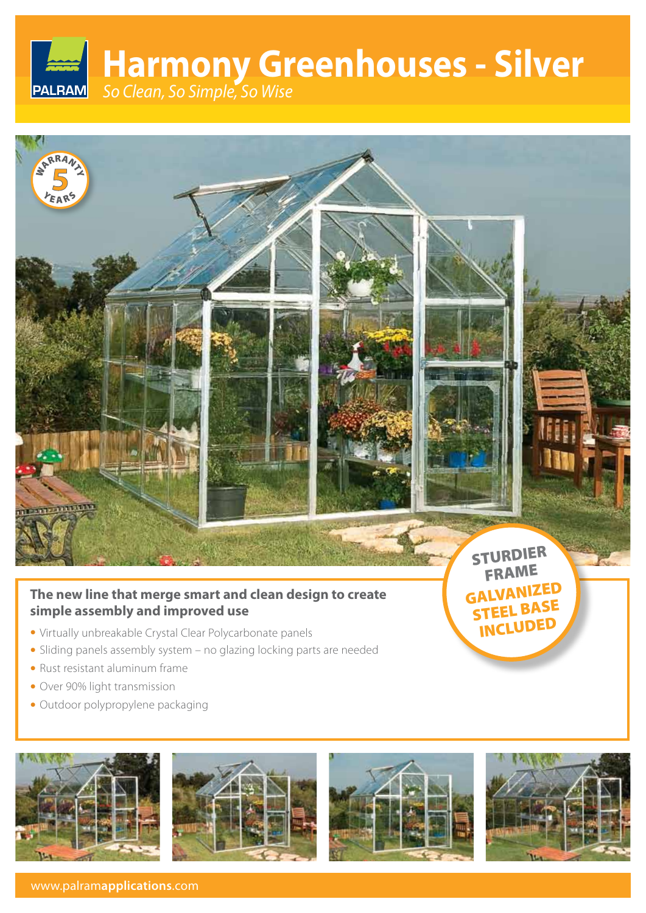PALRAM

# Harmony Greenhouses - Silver

*So Clean, So Simple, So Wise*

WARRANTY 5 YEARS

STURDIER FRAME
GALVANIZED STEEL BASE INCLUDED

**The new line that merge smart and clean design to create simple assembly and improved use**

- Virtually unbreakable Crystal Clear Polycarbonate panels
- Sliding panels assembly system – no glazing locking parts are needed
- Rust resistant aluminum frame
- Over 90% light transmission
- Outdoor polypropylene packaging

www.palram**applications**.com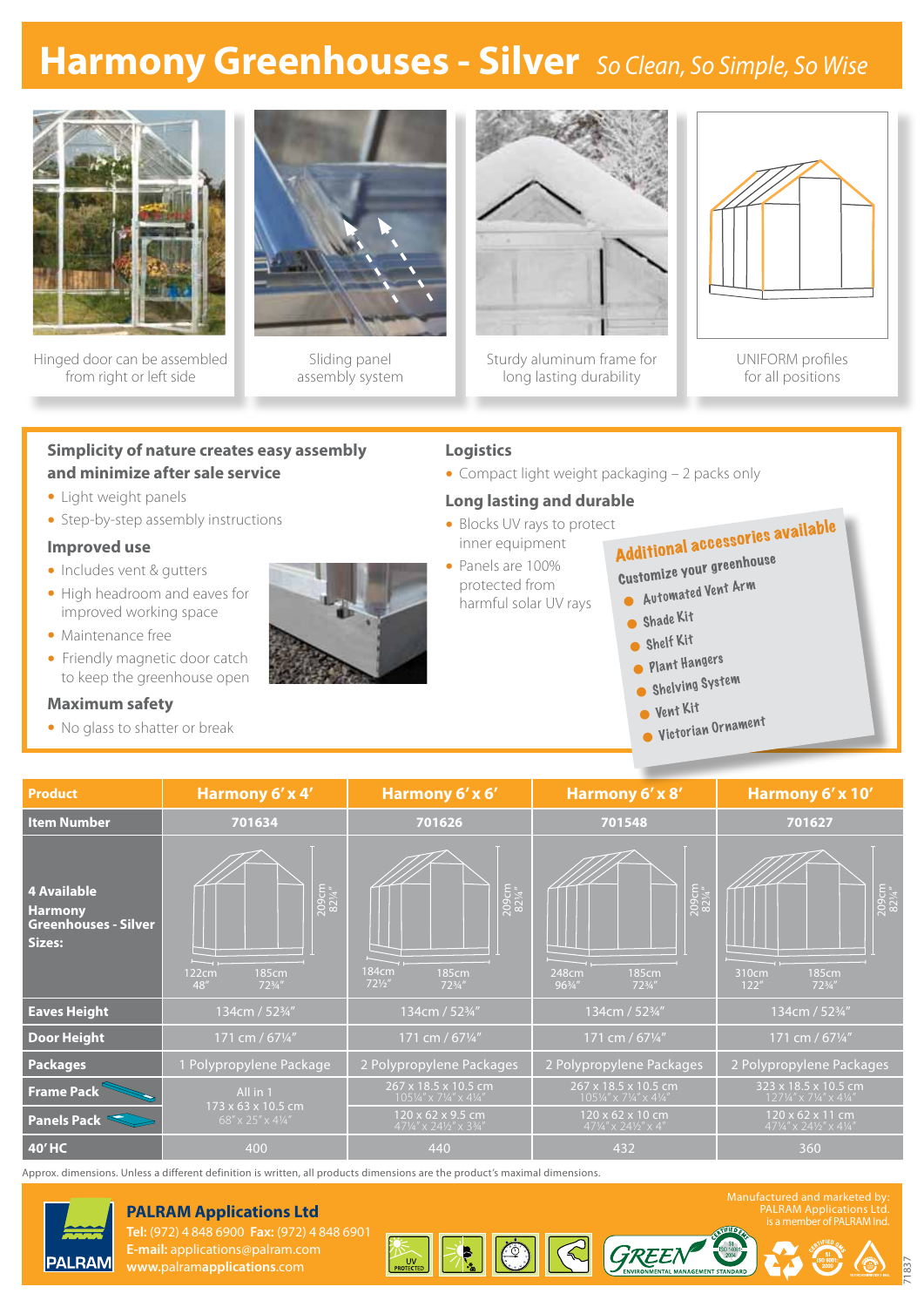# Harmony Greenhouses - Silver *So Clean, So Simple, So Wise*

Hinged door can be assembled from right or left side

Sliding panel assembly system

Sturdy aluminum frame for long lasting durability

UNIFORM profiles for all positions

### Simplicity of nature creates easy assembly and minimize after sale service

- Light weight panels
- Step-by-step assembly instructions

### Improved use

- Includes vent & gutters
- High headroom and eaves for improved working space
- Maintenance free
- Friendly magnetic door catch to keep the greenhouse open

### Maximum safety

- No glass to shatter or break

### Logistics

- Compact light weight packaging – 2 packs only

### Long lasting and durable

- Blocks UV rays to protect inner equipment
- Panels are 100% protected from harmful solar UV rays

### Additional accessories available

Customize your greenhouse

- Automated Vent Arm
- Shade Kit
- Shelf Kit
- Plant Hangers
- Shelving System
- Vent Kit
- Victorian Ornament

| Product | Harmony 6' x 4' | Harmony 6' x 6' | Harmony 6' x 8' | Harmony 6' x 10' |
|---|---|---|---|---|
| Item Number | 701634 | 701626 | 701548 | 701627 |
| 4 Available Harmony Greenhouses - Silver Sizes: | 122cm 48" / 185cm 72¾" / 209cm 82¼" | 184cm 72½" / 185cm 72¾" / 209cm 82¼" | 248cm 96¾" / 185cm 72¾" / 209cm 82¼" | 310cm 122" / 185cm 72¾" / 209cm 82¼" |
| Eaves Height | 134cm / 52¾" | 134cm / 52¾" | 134cm / 52¾" | 134cm / 52¾" |
| Door Height | 171 cm / 67¼" | 171 cm / 67¼" | 171 cm / 67¼" | 171 cm / 67¼" |
| Packages | 1 Polypropylene Package | 2 Polypropylene Packages | 2 Polypropylene Packages | 2 Polypropylene Packages |
| Frame Pack | All in 1 173 x 63 x 10.5 cm 68" x 25" x 4¼" | 267 x 18.5 x 10.5 cm 105¼" x 7¼" x 4¼" | 267 x 18.5 x 10.5 cm 105¼" x 7¼" x 4¼" | 323 x 18.5 x 10.5 cm 127¼" x 7¼" x 4¼" |
| Panels Pack | | 120 x 62 x 9.5 cm 47¼" x 24½" x 3¾" | 120 x 62 x 10 cm 47¼" x 24½" x 4" | 120 x 62 x 11 cm 47¼" x 24½" x 4¼" |
| 40' HC | 400 | 440 | 432 | 360 |

Approx. dimensions. Unless a different definition is written, all products dimensions are the product's maximal dimensions.

**PALRAM Applications Ltd**
**Tel:** (972) 4 848 6900 **Fax:** (972) 4 848 6901
**E-mail:** applications@palram.com
www.palramapplications.com

Manufactured and marketed by: PALRAM Applications Ltd. is a member of PALRAM Ind.

71837